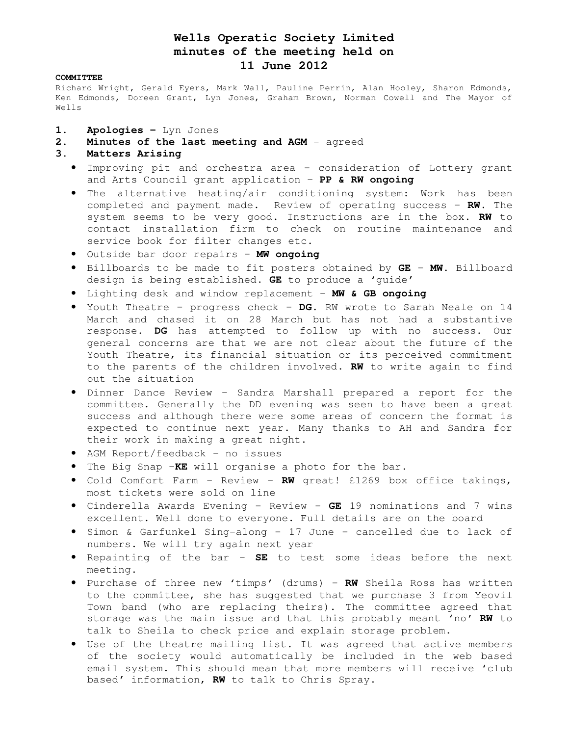# Wells Operatic Society Limited
# minutes of the meeting held on
# 11 June 2012

**COMMITTEE**

Richard Wright, Gerald Eyers, Mark Wall, Pauline Perrin, Alan Hooley, Sharon Edmonds, Ken Edmonds, Doreen Grant, Lyn Jones, Graham Brown, Norman Cowell and The Mayor of Wells

1. **Apologies –** Lyn Jones
2. **Minutes of the last meeting and AGM** – agreed
3. **Matters Arising**
   - Improving pit and orchestra area – consideration of Lottery grant and Arts Council grant application – **PP & RW ongoing**
   - The alternative heating/air conditioning system: Work has been completed and payment made. Review of operating success – **RW.** The system seems to be very good. Instructions are in the box. **RW** to contact installation firm to check on routine maintenance and service book for filter changes etc.
   - Outside bar door repairs – **MW ongoing**
   - Billboards to be made to fit posters obtained by **GE** – **MW.** Billboard design is being established. **GE** to produce a 'guide'
   - Lighting desk and window replacement – **MW & GB ongoing**
   - Youth Theatre – progress check – **DG.** RW wrote to Sarah Neale on 14 March and chased it on 28 March but has not had a substantive response. **DG** has attempted to follow up with no success. Our general concerns are that we are not clear about the future of the Youth Theatre, its financial situation or its perceived commitment to the parents of the children involved. **RW** to write again to find out the situation
   - Dinner Dance Review – Sandra Marshall prepared a report for the committee. Generally the DD evening was seen to have been a great success and although there were some areas of concern the format is expected to continue next year. Many thanks to AH and Sandra for their work in making a great night.
   - AGM Report/feedback – no issues
   - The Big Snap –**KE** will organise a photo for the bar.
   - Cold Comfort Farm – Review – **RW** great! £1269 box office takings, most tickets were sold on line
   - Cinderella Awards Evening – Review – **GE** 19 nominations and 7 wins excellent. Well done to everyone. Full details are on the board
   - Simon & Garfunkel Sing-along – 17 June – cancelled due to lack of numbers. We will try again next year
   - Repainting of the bar – **SE** to test some ideas before the next meeting.
   - Purchase of three new 'timps' (drums) – **RW** Sheila Ross has written to the committee, she has suggested that we purchase 3 from Yeovil Town band (who are replacing theirs). The committee agreed that storage was the main issue and that this probably meant 'no' **RW** to talk to Sheila to check price and explain storage problem.
   - Use of the theatre mailing list. It was agreed that active members of the society would automatically be included in the web based email system. This should mean that more members will receive 'club based' information, **RW** to talk to Chris Spray.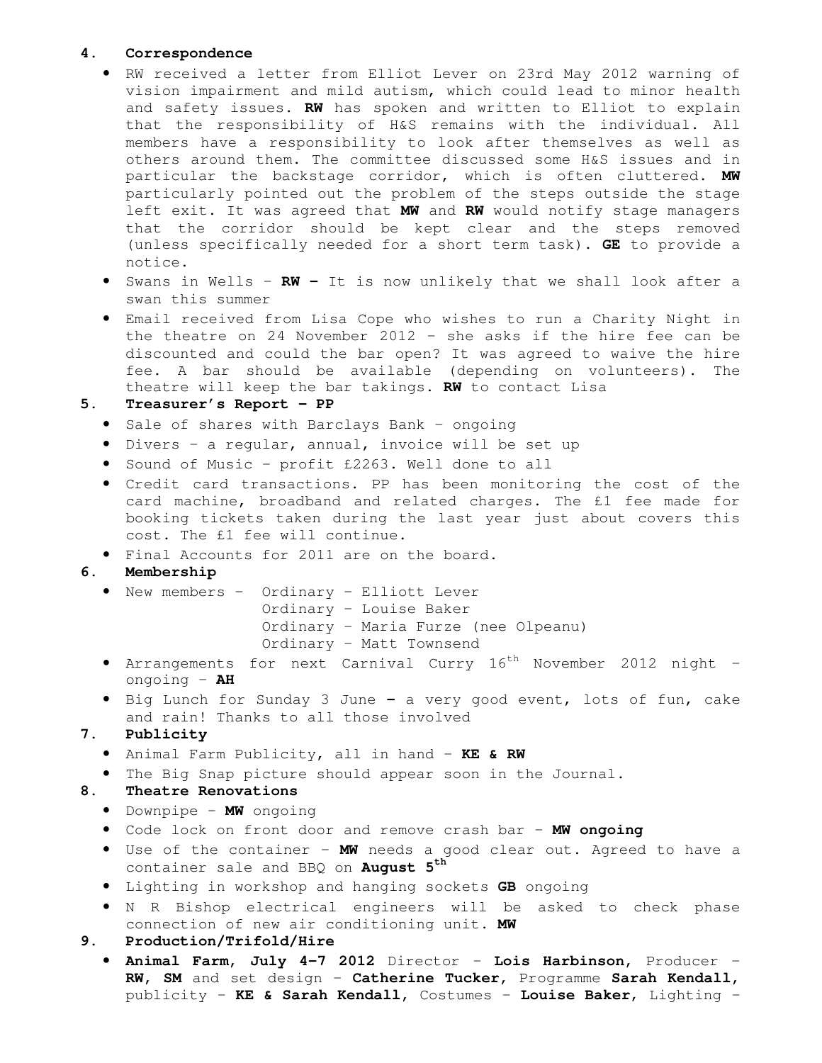## 4. Correspondence

- RW received a letter from Elliot Lever on 23rd May 2012 warning of vision impairment and mild autism, which could lead to minor health and safety issues. **RW** has spoken and written to Elliot to explain that the responsibility of H&S remains with the individual. All members have a responsibility to look after themselves as well as others around them. The committee discussed some H&S issues and in particular the backstage corridor, which is often cluttered. **MW** particularly pointed out the problem of the steps outside the stage left exit. It was agreed that **MW** and **RW** would notify stage managers that the corridor should be kept clear and the steps removed (unless specifically needed for a short term task). **GE** to provide a notice.
- Swans in Wells – **RW –** It is now unlikely that we shall look after a swan this summer
- Email received from Lisa Cope who wishes to run a Charity Night in the theatre on 24 November 2012 – she asks if the hire fee can be discounted and could the bar open? It was agreed to waive the hire fee. A bar should be available (depending on volunteers). The theatre will keep the bar takings. **RW** to contact Lisa

## 5. Treasurer's Report – PP

- Sale of shares with Barclays Bank – ongoing
- Divers – a regular, annual, invoice will be set up
- Sound of Music – profit £2263. Well done to all
- Credit card transactions. PP has been monitoring the cost of the card machine, broadband and related charges. The £1 fee made for booking tickets taken during the last year just about covers this cost. The £1 fee will continue.
- Final Accounts for 2011 are on the board.

## 6. Membership

- New members – Ordinary – Elliott Lever
  Ordinary – Louise Baker
  Ordinary – Maria Furze (nee Olpeanu)
  Ordinary – Matt Townsend
- Arrangements for next Carnival Curry 16th November 2012 night – ongoing – **AH**
- Big Lunch for Sunday 3 June **–** a very good event, lots of fun, cake and rain! Thanks to all those involved

## 7. Publicity

- Animal Farm Publicity, all in hand – **KE & RW**
- The Big Snap picture should appear soon in the Journal.

## 8. Theatre Renovations

- Downpipe – **MW** ongoing
- Code lock on front door and remove crash bar – **MW ongoing**
- Use of the container – **MW** needs a good clear out. Agreed to have a container sale and BBQ on **August 5th**
- Lighting in workshop and hanging sockets **GB** ongoing
- N R Bishop electrical engineers will be asked to check phase connection of new air conditioning unit. **MW**

## 9. Production/Trifold/Hire

- **Animal Farm, July 4-7 2012** Director – **Lois Harbinson**, Producer – **RW, SM** and set design – **Catherine Tucker**, Programme **Sarah Kendall**, publicity – **KE & Sarah Kendall**, Costumes – **Louise Baker**, Lighting –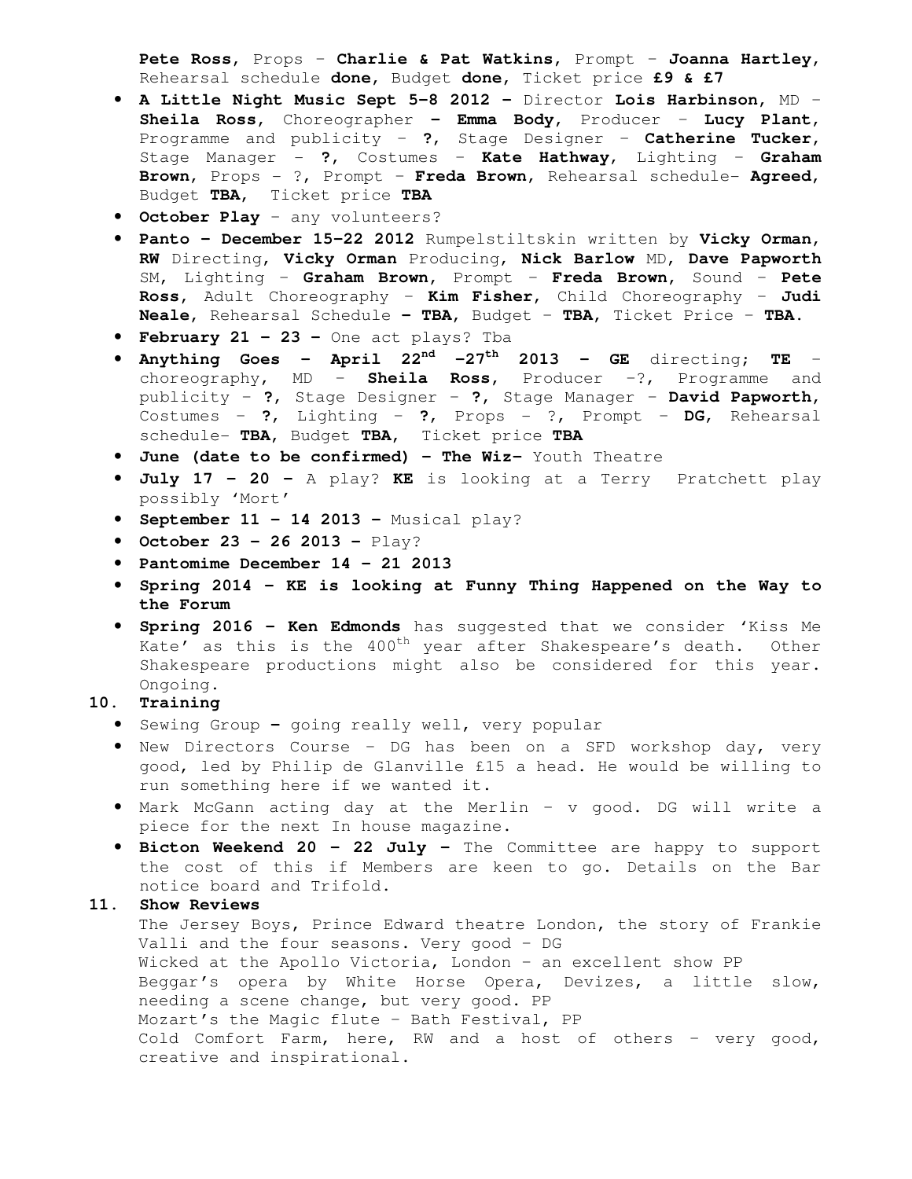**Pete Ross**, Props – **Charlie & Pat Watkins**, Prompt – **Joanna Hartley**, Rehearsal schedule **done**, Budget **done**, Ticket price **£9 & £7**

- **A Little Night Music Sept 5–8 2012 –** Director **Lois Harbinson**, MD – **Sheila Ross**, Choreographer **– Emma Body**, Producer – **Lucy Plant**, Programme and publicity – **?**, Stage Designer – **Catherine Tucker**, Stage Manager – **?**, Costumes – **Kate Hathway**, Lighting – **Graham Brown**, Props – ?, Prompt – **Freda Brown**, Rehearsal schedule– **Agreed**, Budget **TBA**, Ticket price **TBA**
- **October Play** – any volunteers?
- **Panto – December 15–22 2012** Rumpelstiltskin written by **Vicky Orman**, **RW** Directing, **Vicky Orman** Producing, **Nick Barlow** MD, **Dave Papworth** SM, Lighting – **Graham Brown**, Prompt – **Freda Brown**, Sound – **Pete Ross**, Adult Choreography – **Kim Fisher**, Child Choreography – **Judi Neale**, Rehearsal Schedule **– TBA**, Budget – **TBA**, Ticket Price – **TBA**.
- **February 21 – 23 –** One act plays? Tba
- **Anything Goes – April 22nd –27th 2013 – GE** directing; **TE** – choreography, MD – **Sheila Ross**, Producer –?, Programme and publicity – **?**, Stage Designer – **?**, Stage Manager – **David Papworth**, Costumes – **?**, Lighting – **?**, Props – ?, Prompt – **DG**, Rehearsal schedule– **TBA**, Budget **TBA**, Ticket price **TBA**
- **June (date to be confirmed) – The Wiz–** Youth Theatre
- **July 17 – 20 –** A play? **KE** is looking at a Terry Pratchett play possibly 'Mort'
- **September 11 – 14 2013 –** Musical play?
- **October 23 – 26 2013 –** Play?
- **Pantomime December 14 – 21 2013**
- **Spring 2014 – KE is looking at Funny Thing Happened on the Way to the Forum**
- **Spring 2016 – Ken Edmonds** has suggested that we consider 'Kiss Me Kate' as this is the 400th year after Shakespeare's death. Other Shakespeare productions might also be considered for this year. Ongoing.

## 10. Training

- Sewing Group **–** going really well, very popular
- New Directors Course – DG has been on a SFD workshop day, very good, led by Philip de Glanville £15 a head. He would be willing to run something here if we wanted it.
- Mark McGann acting day at the Merlin – v good. DG will write a piece for the next In house magazine.
- **Bicton Weekend 20 – 22 July –** The Committee are happy to support the cost of this if Members are keen to go. Details on the Bar notice board and Trifold.

## 11. Show Reviews

The Jersey Boys, Prince Edward theatre London, the story of Frankie Valli and the four seasons. Very good – DG
Wicked at the Apollo Victoria, London – an excellent show PP
Beggar's opera by White Horse Opera, Devizes, a little slow, needing a scene change, but very good. PP
Mozart's the Magic flute – Bath Festival, PP
Cold Comfort Farm, here, RW and a host of others – very good, creative and inspirational.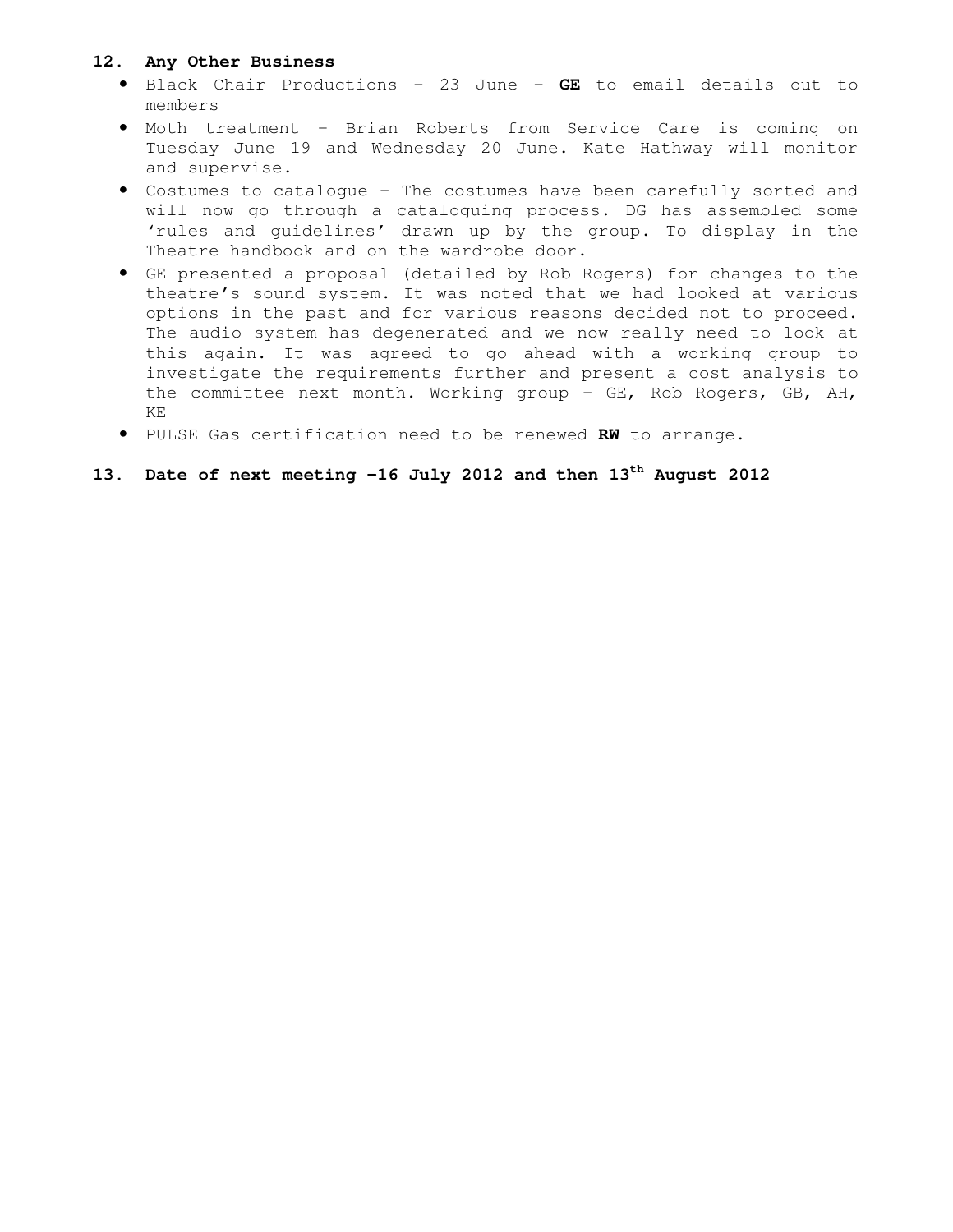## 12. Any Other Business

- Black Chair Productions – 23 June – **GE** to email details out to members
- Moth treatment – Brian Roberts from Service Care is coming on Tuesday June 19 and Wednesday 20 June. Kate Hathway will monitor and supervise.
- Costumes to catalogue – The costumes have been carefully sorted and will now go through a cataloguing process. DG has assembled some 'rules and guidelines' drawn up by the group. To display in the Theatre handbook and on the wardrobe door.
- GE presented a proposal (detailed by Rob Rogers) for changes to the theatre's sound system. It was noted that we had looked at various options in the past and for various reasons decided not to proceed. The audio system has degenerated and we now really need to look at this again. It was agreed to go ahead with a working group to investigate the requirements further and present a cost analysis to the committee next month. Working group – GE, Rob Rogers, GB, AH, KE
- PULSE Gas certification need to be renewed **RW** to arrange.

## 13. Date of next meeting –16 July 2012 and then 13th August 2012